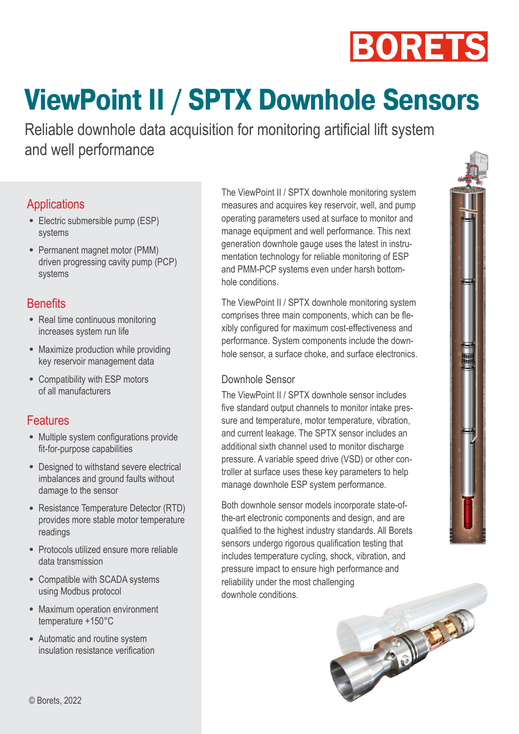BORETS

# ViewPoint II / SPTX Downhole Sensors

Reliable downhole data acquisition for monitoring artificial lift system and well performance

## Applications

- Electric submersible pump (ESP) systems
- Permanent magnet motor (PMM) driven progressing cavity pump (PCP) systems

## Benefits

- Real time continuous monitoring increases system run life
- Maximize production while providing key reservoir management data
- Compatibility with ESP motors of all manufacturers

## Features

- Multiple system configurations provide fit-for-purpose capabilities
- Designed to withstand severe electrical imbalances and ground faults without damage to the sensor
- Resistance Temperature Detector (RTD) provides more stable motor temperature readings
- Protocols utilized ensure more reliable data transmission
- Compatible with SCADA systems using Modbus protocol
- Maximum operation environment temperature +150°C
- Automatic and routine system insulation resistance verification

© Borets, 2022

The ViewPoint II / SPTX downhole monitoring system measures and acquires key reservoir, well, and pump operating parameters used at surface to monitor and manage equipment and well performance. This next generation downhole gauge uses the latest in instrumentation technology for reliable monitoring of ESP and PMM-PCP systems even under harsh bottom-hole conditions.

The ViewPoint II / SPTX downhole monitoring system comprises three main components, which can be flexibly configured for maximum cost-effectiveness and performance. System components include the downhole sensor, a surface choke, and surface electronics.

### Downhole Sensor

The ViewPoint II / SPTX downhole sensor includes five standard output channels to monitor intake pressure and temperature, motor temperature, vibration, and current leakage. The SPTX sensor includes an additional sixth channel used to monitor discharge pressure. A variable speed drive (VSD) or other controller at surface uses these key parameters to help manage downhole ESP system performance.

Both downhole sensor models incorporate state-of-the-art electronic components and design, and are qualified to the highest industry standards. All Borets sensors undergo rigorous qualification testing that includes temperature cycling, shock, vibration, and pressure impact to ensure high performance and reliability under the most challenging downhole conditions.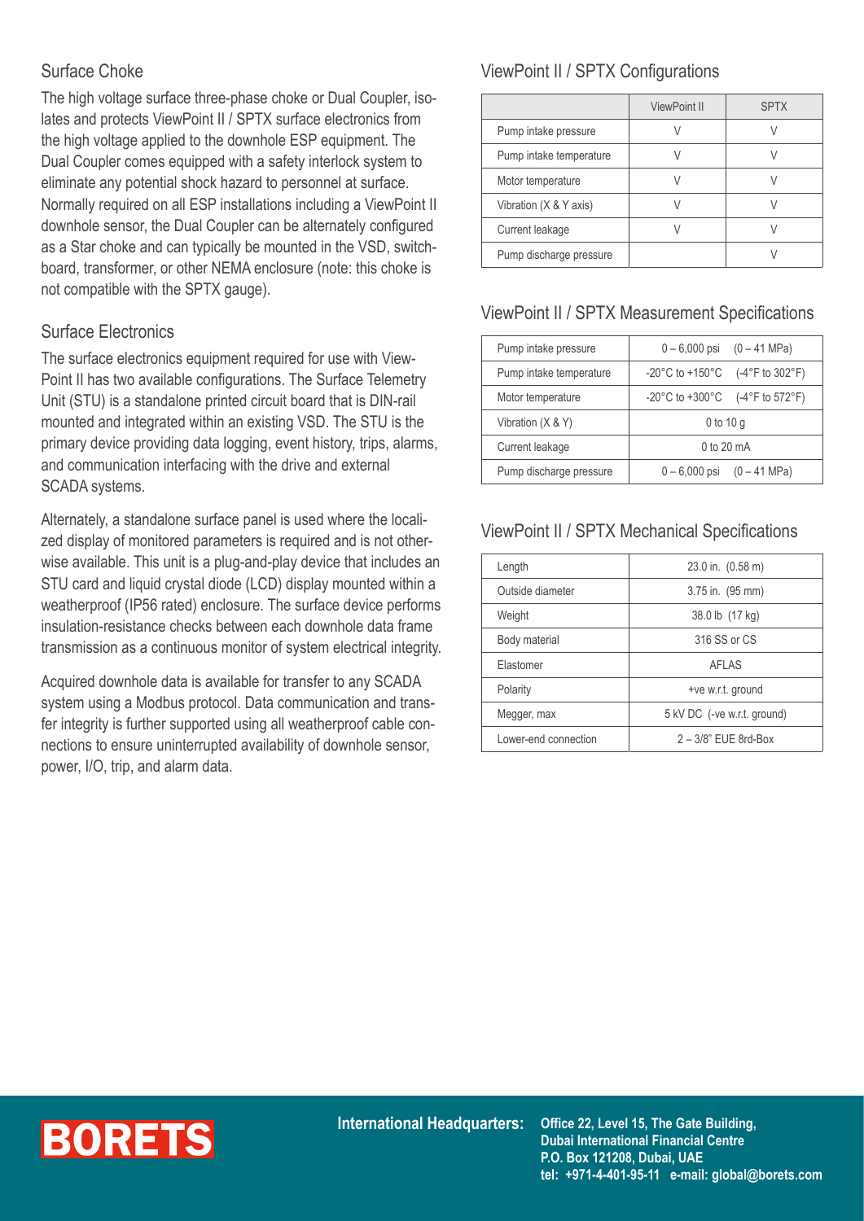## Surface Choke

The high voltage surface three-phase choke or Dual Coupler, isolates and protects ViewPoint II / SPTX surface electronics from the high voltage applied to the downhole ESP equipment. The Dual Coupler comes equipped with a safety interlock system to eliminate any potential shock hazard to personnel at surface. Normally required on all ESP installations including a ViewPoint II downhole sensor, the Dual Coupler can be alternately configured as a Star choke and can typically be mounted in the VSD, switchboard, transformer, or other NEMA enclosure (note: this choke is not compatible with the SPTX gauge).

## Surface Electronics

The surface electronics equipment required for use with ViewPoint II has two available configurations. The Surface Telemetry Unit (STU) is a standalone printed circuit board that is DIN-rail mounted and integrated within an existing VSD. The STU is the primary device providing data logging, event history, trips, alarms, and communication interfacing with the drive and external SCADA systems.

Alternately, a standalone surface panel is used where the localized display of monitored parameters is required and is not otherwise available. This unit is a plug-and-play device that includes an STU card and liquid crystal diode (LCD) display mounted within a weatherproof (IP56 rated) enclosure. The surface device performs insulation-resistance checks between each downhole data frame transmission as a continuous monitor of system electrical integrity.

Acquired downhole data is available for transfer to any SCADA system using a Modbus protocol. Data communication and transfer integrity is further supported using all weatherproof cable connections to ensure uninterrupted availability of downhole sensor, power, I/O, trip, and alarm data.

## ViewPoint II / SPTX Configurations

| | ViewPoint II | SPTX |
|---|---|---|
| Pump intake pressure | V | V |
| Pump intake temperature | V | V |
| Motor temperature | V | V |
| Vibration (X & Y axis) | V | V |
| Current leakage | V | V |
| Pump discharge pressure | | V |

## ViewPoint II / SPTX Measurement Specifications

| | |
|---|---|
| Pump intake pressure | 0 – 6,000 psi (0 – 41 MPa) |
| Pump intake temperature | -20°C to +150°C (-4°F to 302°F) |
| Motor temperature | -20°C to +300°C (-4°F to 572°F) |
| Vibration (X & Y) | 0 to 10 g |
| Current leakage | 0 to 20 mA |
| Pump discharge pressure | 0 – 6,000 psi (0 – 41 MPa) |

## ViewPoint II / SPTX Mechanical Specifications

| | |
|---|---|
| Length | 23.0 in. (0.58 m) |
| Outside diameter | 3.75 in. (95 mm) |
| Weight | 38.0 lb (17 kg) |
| Body material | 316 SS or CS |
| Elastomer | AFLAS |
| Polarity | +ve w.r.t. ground |
| Megger, max | 5 kV DC (-ve w.r.t. ground) |
| Lower-end connection | 2 – 3/8" EUE 8rd-Box |

BORETS

**International Headquarters:** **Office 22, Level 15, The Gate Building, Dubai International Financial Centre P.O. Box 121208, Dubai, UAE tel: +971-4-401-95-11 e-mail: global@borets.com**